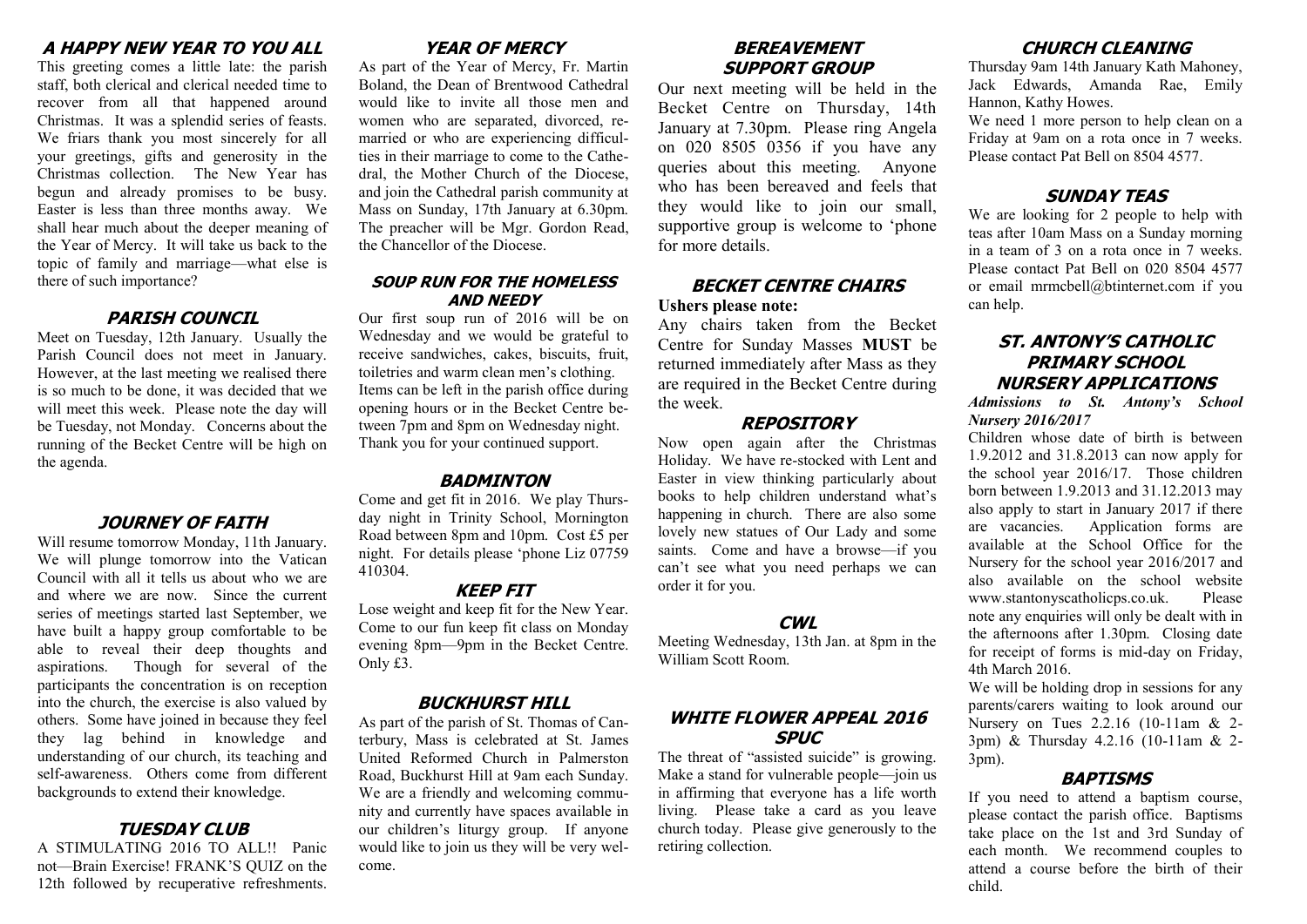## A HAPPY NEW YEAR TO YOU ALL

This greeting comes a little late: the parish staff, both clerical and clerical needed time to recover from all that happened around Christmas. It was a splendid series of feasts. We friars thank you most sincerely for all your greetings, gifts and generosity in the Christmas collection. The New Year has begun and already promises to be busy. Easter is less than three months away. We shall hear much about the deeper meaning of the Year of Mercy. It will take us back to the topic of family and marriage—what else is there of such importance?

## PARISH COUNCIL

Meet on Tuesday, 12th January. Usually the Parish Council does not meet in January. However, at the last meeting we realised there is so much to be done, it was decided that we will meet this week. Please note the day will be Tuesday, not Monday. Concerns about the running of the Becket Centre will be high on the agenda.

## JOURNEY OF FAITH

Will resume tomorrow Monday, 11th January. We will plunge tomorrow into the Vatican Council with all it tells us about who we are and where we are now. Since the current series of meetings started last September, we have built a happy group comfortable to be able to reveal their deep thoughts and aspirations. Though for several of the participants the concentration is on reception into the church, the exercise is also valued by others. Some have joined in because they feel they lag behind in knowledge and understanding of our church, its teaching and self-awareness. Others come from different backgrounds to extend their knowledge.

## TUESDAY CLUB

A STIMULATING 2016 TO ALL!! Panic not—Brain Exercise! FRANK'S QUIZ on the 12th followed by recuperative refreshments.

## YEAR OF MERCY

As part of the Year of Mercy, Fr. Martin Boland, the Dean of Brentwood Cathedral would like to invite all those men and women who are separated, divorced, re-married or who are experiencing difficulties in their marriage to come to the Cathedral, the Mother Church of the Diocese, and join the Cathedral parish community at Mass on Sunday, 17th January at 6.30pm. The preacher will be Mgr. Gordon Read, the Chancellor of the Diocese.

## SOUP RUN FOR THE HOMELESS AND NEEDY

Our first soup run of 2016 will be on Wednesday and we would be grateful to receive sandwiches, cakes, biscuits, fruit, toiletries and warm clean men's clothing. Items can be left in the parish office during opening hours or in the Becket Centre between 7pm and 8pm on Wednesday night. Thank you for your continued support.

## BADMINTON

Come and get fit in 2016. We play Thursday night in Trinity School, Mornington Road between 8pm and 10pm. Cost £5 per night. For details please 'phone Liz 07759 410304.

## KEEP FIT

Lose weight and keep fit for the New Year. Come to our fun keep fit class on Monday evening 8pm—9pm in the Becket Centre. Only £3.

## BUCKHURST HILL

As part of the parish of St. Thomas of Canterbury, Mass is celebrated at St. James United Reformed Church in Palmerston Road, Buckhurst Hill at 9am each Sunday. We are a friendly and welcoming community and currently have spaces available in our children's liturgy group. If anyone would like to join us they will be very welcome.

## BEREAVEMENT SUPPORT GROUP

Our next meeting will be held in the Becket Centre on Thursday, 14th January at 7.30pm. Please ring Angela on 020 8505 0356 if you have any queries about this meeting. Anyone who has been bereaved and feels that they would like to join our small, supportive group is welcome to 'phone for more details.

## BECKET CENTRE CHAIRS

**Ushers please note:**

Any chairs taken from the Becket Centre for Sunday Masses **MUST** be returned immediately after Mass as they are required in the Becket Centre during the week.

## REPOSITORY

Now open again after the Christmas Holiday. We have re-stocked with Lent and Easter in view thinking particularly about books to help children understand what's happening in church. There are also some lovely new statues of Our Lady and some saints. Come and have a browse—if you can't see what you need perhaps we can order it for you.

## CWL

Meeting Wednesday, 13th Jan. at 8pm in the William Scott Room.

## WHITE FLOWER APPEAL 2016 SPUC

The threat of "assisted suicide" is growing. Make a stand for vulnerable people—join us in affirming that everyone has a life worth living. Please take a card as you leave church today. Please give generously to the retiring collection.

## CHURCH CLEANING

Thursday 9am 14th January Kath Mahoney, Jack Edwards, Amanda Rae, Emily Hannon, Kathy Howes.

We need 1 more person to help clean on a Friday at 9am on a rota once in 7 weeks. Please contact Pat Bell on 8504 4577.

## SUNDAY TEAS

We are looking for 2 people to help with teas after 10am Mass on a Sunday morning in a team of 3 on a rota once in 7 weeks. Please contact Pat Bell on 020 8504 4577 or email mrmcbell@btinternet.com if you can help.

## ST. ANTONY'S CATHOLIC PRIMARY SCHOOL NURSERY APPLICATIONS

***Admissions to St. Antony's School Nursery 2016/2017***

Children whose date of birth is between 1.9.2012 and 31.8.2013 can now apply for the school year 2016/17. Those children born between 1.9.2013 and 31.12.2013 may also apply to start in January 2017 if there are vacancies. Application forms are available at the School Office for the Nursery for the school year 2016/2017 and also available on the school website www.stantonyscatholicps.co.uk. Please note any enquiries will only be dealt with in the afternoons after 1.30pm. Closing date for receipt of forms is mid-day on Friday, 4th March 2016.

We will be holding drop in sessions for any parents/carers waiting to look around our Nursery on Tues 2.2.16 (10-11am & 2-3pm) & Thursday 4.2.16 (10-11am & 2-3pm).

## BAPTISMS

If you need to attend a baptism course, please contact the parish office. Baptisms take place on the 1st and 3rd Sunday of each month. We recommend couples to attend a course before the birth of their child.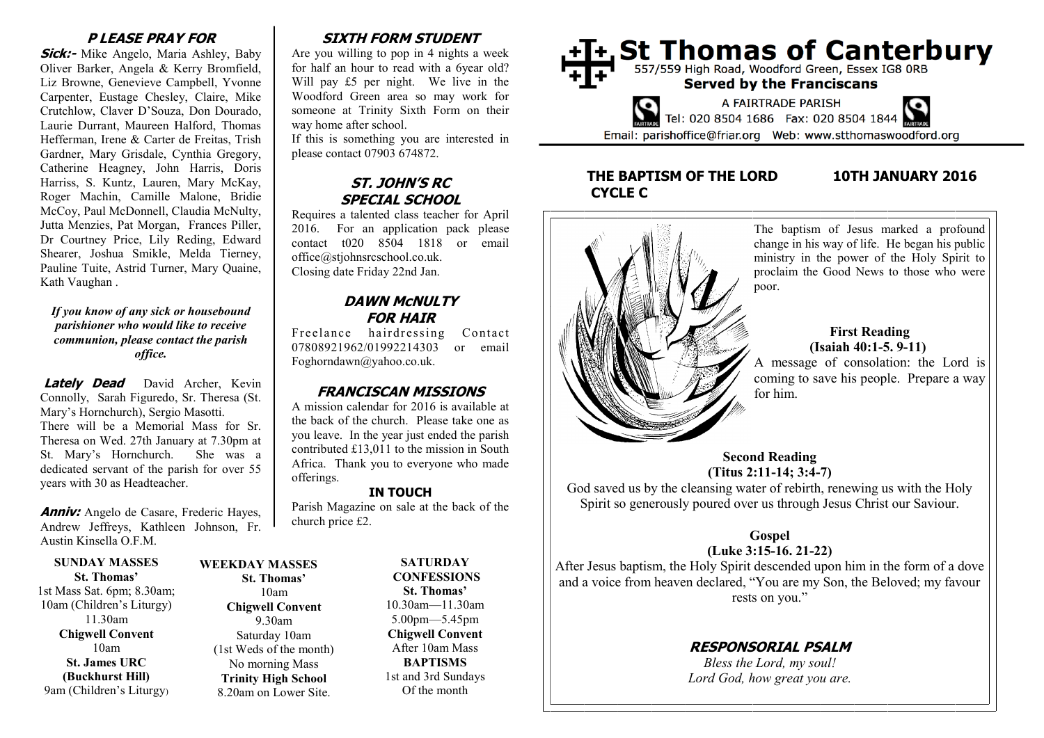## P LEASE PRAY FOR

**Sick:-** Mike Angelo, Maria Ashley, Baby Oliver Barker, Angela & Kerry Bromfield, Liz Browne, Genevieve Campbell, Yvonne Carpenter, Eustage Chesley, Claire, Mike Crutchlow, Claver D'Souza, Don Dourado, Laurie Durrant, Maureen Halford, Thomas Hefferman, Irene & Carter de Freitas, Trish Gardner, Mary Grisdale, Cynthia Gregory, Catherine Heagney, John Harris, Doris Harriss, S. Kuntz, Lauren, Mary McKay, Roger Machin, Camille Malone, Bridie McCoy, Paul McDonnell, Claudia McNulty, Jutta Menzies, Pat Morgan, Frances Piller, Dr Courtney Price, Lily Reding, Edward Shearer, Joshua Smikle, Melda Tierney, Pauline Tuite, Astrid Turner, Mary Quaine, Kath Vaughan .

***If you know of any sick or housebound parishioner who would like to receive communion, please contact the parish office.***

**Lately Dead** David Archer, Kevin Connolly, Sarah Figuredo, Sr. Theresa (St. Mary's Hornchurch), Sergio Masotti.
There will be a Memorial Mass for Sr. Theresa on Wed. 27th January at 7.30pm at St. Mary's Hornchurch. She was a dedicated servant of the parish for over 55 years with 30 as Headteacher.

**Anniv:** Angelo de Casare, Frederic Hayes, Andrew Jeffreys, Kathleen Johnson, Fr. Austin Kinsella O.F.M.

## SIXTH FORM STUDENT

Are you willing to pop in 4 nights a week for half an hour to read with a 6year old? Will pay £5 per night. We live in the Woodford Green area so may work for someone at Trinity Sixth Form on their way home after school.
If this is something you are interested in please contact 07903 674872.

## ST. JOHN'S RC SPECIAL SCHOOL

Requires a talented class teacher for April 2016. For an application pack please contact t020 8504 1818 or email office@stjohnsrcschool.co.uk.
Closing date Friday 22nd Jan.

## DAWN McNULTY FOR HAIR

Freelance hairdressing Contact 07808921962/01992214303 or email Foghorndawn@yahoo.co.uk.

## FRANCISCAN MISSIONS

A mission calendar for 2016 is available at the back of the church. Please take one as you leave. In the year just ended the parish contributed £13,011 to the mission in South Africa. Thank you to everyone who made offerings.

**IN TOUCH**

Parish Magazine on sale at the back of the church price £2.

**SUNDAY MASSES**
**St. Thomas'**
1st Mass Sat. 6pm; 8.30am;
10am (Children's Liturgy)
11.30am
**Chigwell Convent**
10am
**St. James URC (Buckhurst Hill)**
9am (Children's Liturgy)

**WEEKDAY MASSES**
**St. Thomas'**
10am
**Chigwell Convent**
9.30am
Saturday 10am
(1st Weds of the month)
No morning Mass
**Trinity High School**
8.20am on Lower Site.

**SATURDAY CONFESSIONS**
**St. Thomas'**
10.30am—11.30am
5.00pm—5.45pm
**Chigwell Convent**
After 10am Mass
**BAPTISMS**
1st and 3rd Sundays
Of the month

# St Thomas of Canterbury

557/559 High Road, Woodford Green, Essex IG8 0RB

**Served by the Franciscans**

A FAIRTRADE PARISH
Tel: 020 8504 1686 Fax: 020 8504 1844
Email: parishoffice@friar.org Web: www.stthomaswoodford.org

**THE BAPTISM OF THE LORD** **10TH JANUARY 2016**
**CYCLE C**

The baptism of Jesus marked a profound change in his way of life. He began his public ministry in the power of the Holy Spirit to proclaim the Good News to those who were poor.

**First Reading**
**(Isaiah 40:1-5. 9-11)**
A message of consolation: the Lord is coming to save his people. Prepare a way for him.

**Second Reading**
**(Titus 2:11-14; 3:4-7)**
God saved us by the cleansing water of rebirth, renewing us with the Holy Spirit so generously poured over us through Jesus Christ our Saviour.

**Gospel**
**(Luke 3:15-16. 21-22)**
After Jesus baptism, the Holy Spirit descended upon him in the form of a dove and a voice from heaven declared, "You are my Son, the Beloved; my favour rests on you."

## RESPONSORIAL PSALM

*Bless the Lord, my soul!*
*Lord God, how great you are.*